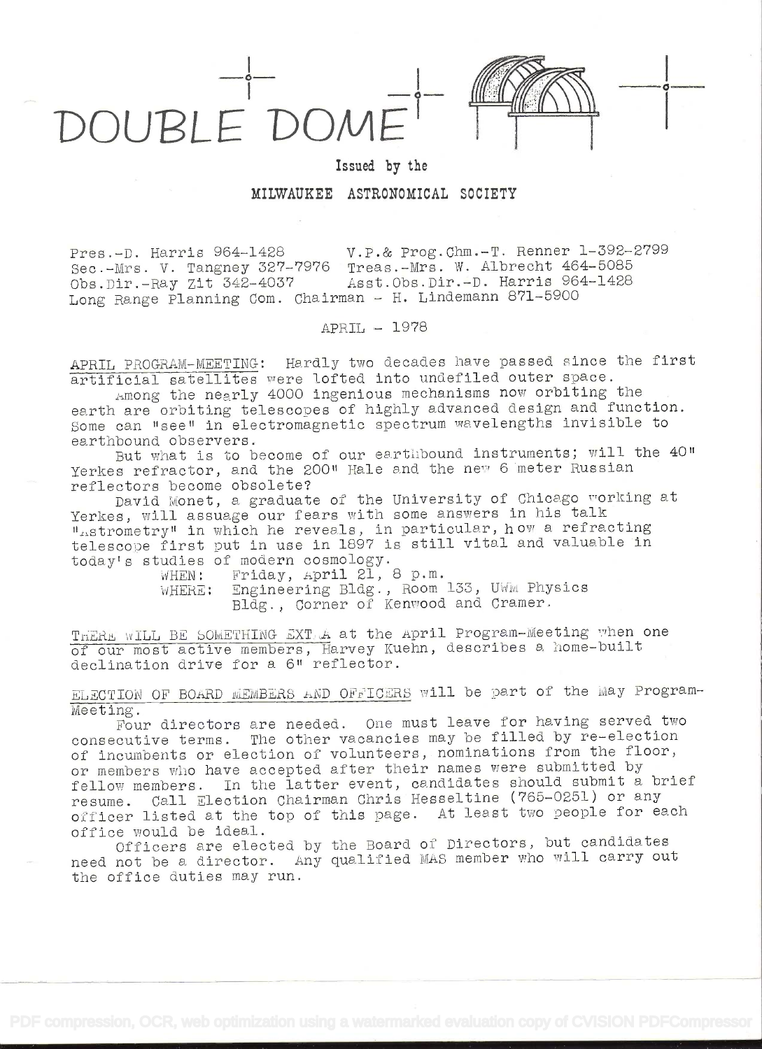# DOUBLE DOME

Issued by the

MILWAUKEE ASTRONOMICAL SOCIETY

Pres.-D. Harris 964-1428 V.P.& Prog.Chm.-T. Renner 1-392-2799
Sec.-Mrs. V. Tangney 327-7976 Treas.-Mrs. W. Albrecht 464-5085
Obs.Dir.-Ray Zit 342-4037 Asst.Obs.Dir.-D. Harris 964-1428
Long Range Planning Com. Chairman - H. Lindemann 871-5900

APRIL - 1978

APRIL PROGRAM-MEETING: Hardly two decades have passed since the first artificial satellites were lofted into undefiled outer space.

Among the nearly 4000 ingenious mechanisms now orbiting the earth are orbiting telescopes of highly advanced design and function. Some can "see" in electromagnetic spectrum wavelengths invisible to earthbound observers.

But what is to become of our earthbound instruments; will the 40" Yerkes refractor, and the 200" Hale and the new 6 meter Russian reflectors become obsolete?

David Monet, a graduate of the University of Chicago working at Yerkes, will assuage our fears with some answers in his talk "Astrometry" in which he reveals, in particular, how a refracting telescope first put in use in 1897 is still vital and valuable in today's studies of modern cosmology.

WHEN: Friday, April 21, 8 p.m.
WHERE: Engineering Bldg., Room 133, UWM Physics Bldg., Corner of Kenwood and Cramer.

THERE WILL BE SOMETHING EXTRA at the April Program-Meeting when one of our most active members, Harvey Kuehn, describes a home-built declination drive for a 6" reflector.

ELECTION OF BOARD MEMBERS AND OFFICERS will be part of the May Program-Meeting.

Four directors are needed. One must leave for having served two consecutive terms. The other vacancies may be filled by re-election of incumbents or election of volunteers, nominations from the floor, or members who have accepted after their names were submitted by fellow members. In the latter event, candidates should submit a brief resume. Call Election Chairman Chris Hesseltine (765-0251) or any officer listed at the top of this page. At least two people for each office would be ideal.

Officers are elected by the Board of Directors, but candidates need not be a director. Any qualified MAS member who will carry out the office duties may run.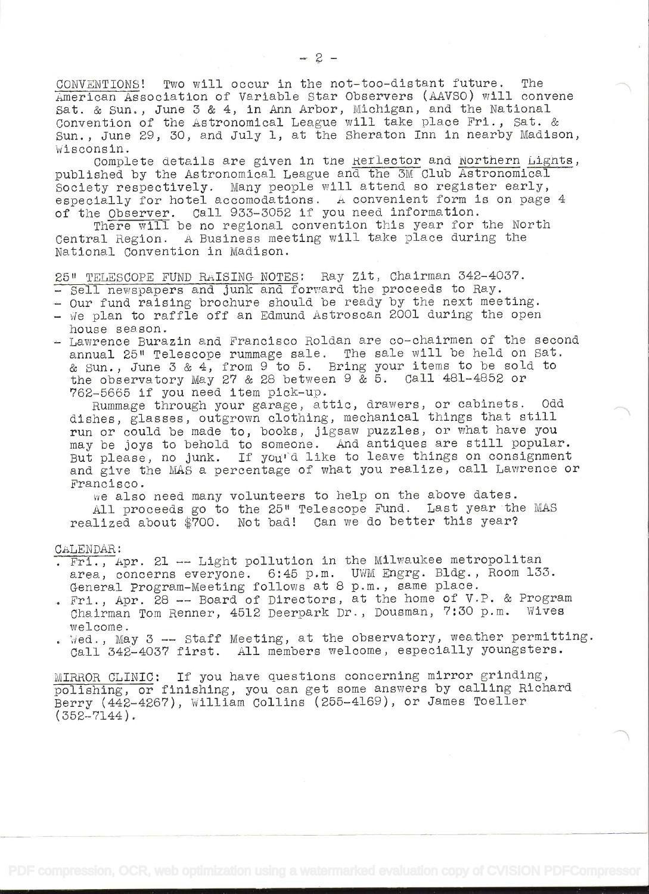CONVENTIONS! Two will occur in the not-too-distant future. The American Association of Variable Star Observers (AAVSO) will convene Sat. & Sun., June 3 & 4, in Ann Arbor, Michigan, and the National Convention of the Astronomical League will take place Fri., Sat. & Sun., June 29, 30, and July 1, at the Sheraton Inn in nearby Madison, Wisconsin.

Complete details are given in the Reflector and Northern Lights, published by the Astronomical League and the 3M Club Astronomical Society respectively. Many people will attend so register early, especially for hotel accomodations. A convenient form is on page 4 of the Observer. Call 933-3052 if you need information.

There will be no regional convention this year for the North Central Region. A Business meeting will take place during the National Convention in Madison.

25" TELESCOPE FUND RAISING NOTES: Ray Zit, Chairman 342-4037.

- Sell newspapers and junk and forward the proceeds to Ray.
- Our fund raising brochure should be ready by the next meeting.
- We plan to raffle off an Edmund Astroscan 2001 during the open house season.
- Lawrence Burazin and Francisco Roldan are co-chairmen of the second annual 25" Telescope rummage sale. The sale will be held on Sat. & Sun., June 3 & 4, from 9 to 5. Bring your items to be sold to the observatory May 27 & 28 between 9 & 5. Call 481-4852 or 762-5665 if you need item pick-up.

  Rummage through your garage, attic, drawers, or cabinets. Odd dishes, glasses, outgrown clothing, mechanical things that still run or could be made to, books, jigsaw puzzles, or what have you may be joys to behold to someone. And antiques are still popular. But please, no junk. If you'd like to leave things on consignment and give the MAS a percentage of what you realize, call Lawrence or Francisco.

  We also need many volunteers to help on the above dates.

  All proceeds go to the 25" Telescope Fund. Last year the MAS realized about $700. Not bad! Can we do better this year?

CALENDAR:

- Fri., Apr. 21 -- Light pollution in the Milwaukee metropolitan area, concerns everyone. 6:45 p.m. UWM Engrg. Bldg., Room 133. General Program-Meeting follows at 8 p.m., same place.
- Fri., Apr. 28 -- Board of Directors, at the home of V.P. & Program Chairman Tom Renner, 4512 Deerpark Dr., Dousman, 7:30 p.m. Wives welcome.
- Wed., May 3 -- Staff Meeting, at the observatory, weather permitting. Call 342-4037 first. All members welcome, especially youngsters.

MIRROR CLINIC: If you have questions concerning mirror grinding, polishing, or finishing, you can get some answers by calling Richard Berry (442-4267), William Collins (255-4169), or James Toeller (352-7144).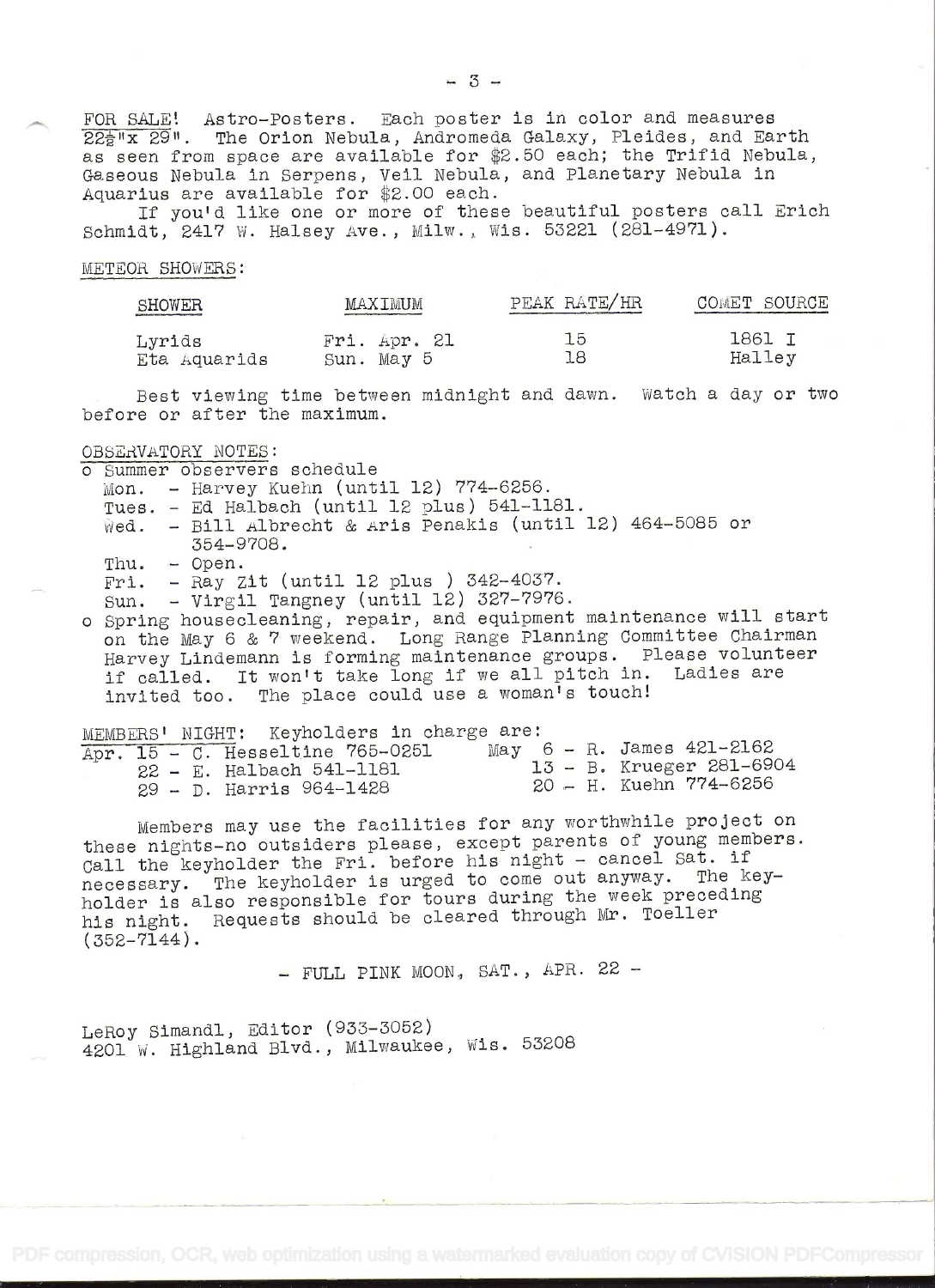FOR SALE! Astro-Posters. Each poster is in color and measures $22\frac{1}{2}$"x 29". The Orion Nebula, Andromeda Galaxy, Pleides, and Earth as seen from space are available for \$2.50 each; the Trifid Nebula, Gaseous Nebula in Serpens, Veil Nebula, and Planetary Nebula in Aquarius are available for \$2.00 each.

If you'd like one or more of these beautiful posters call Erich Schmidt, 2417 W. Halsey Ave., Milw., Wis. 53221 (281-4971).

METEOR SHOWERS:

| SHOWER | MAXIMUM | PEAK RATE/HR | COMET SOURCE |
|---|---|---|---|
| Lyrids | Fri. Apr. 21 | 15 | 1861 I |
| Eta Aquarids | Sun. May 5 | 18 | Halley |

Best viewing time between midnight and dawn. Watch a day or two before or after the maximum.

OBSERVATORY NOTES:

- Summer observers schedule
  - Mon. - Harvey Kuehn (until 12) 774-6256.
  - Tues. - Ed Halbach (until 12 plus) 541-1181.
  - Wed. - Bill Albrecht & Aris Penakis (until 12) 464-5085 or 354-9708.
  - Thu. - Open.
  - Fri. - Ray Zit (until 12 plus ) 342-4037.
  - Sun. - Virgil Tangney (until 12) 327-7976.
- Spring housecleaning, repair, and equipment maintenance will start on the May 6 & 7 weekend. Long Range Planning Committee Chairman Harvey Lindemann is forming maintenance groups. Please volunteer if called. It won't take long if we all pitch in. Ladies are invited too. The place could use a woman's touch!

MEMBERS' NIGHT: Keyholders in charge are:

Apr. 15 - C. Hesseltine 765-0251
22 - E. Halbach 541-1181
29 - D. Harris 964-1428

May 6 - R. James 421-2162
13 - B. Krueger 281-6904
20 - H. Kuehn 774-6256

Members may use the facilities for any worthwhile project on these nights-no outsiders please, except parents of young members. Call the keyholder the Fri. before his night - cancel Sat. if necessary. The keyholder is urged to come out anyway. The keyholder is also responsible for tours during the week preceding his night. Requests should be cleared through Mr. Toeller (352-7144).

- FULL PINK MOON, SAT., APR. 22 -

LeRoy Simandl, Editor (933-3052)
4201 W. Highland Blvd., Milwaukee, Wis. 53208